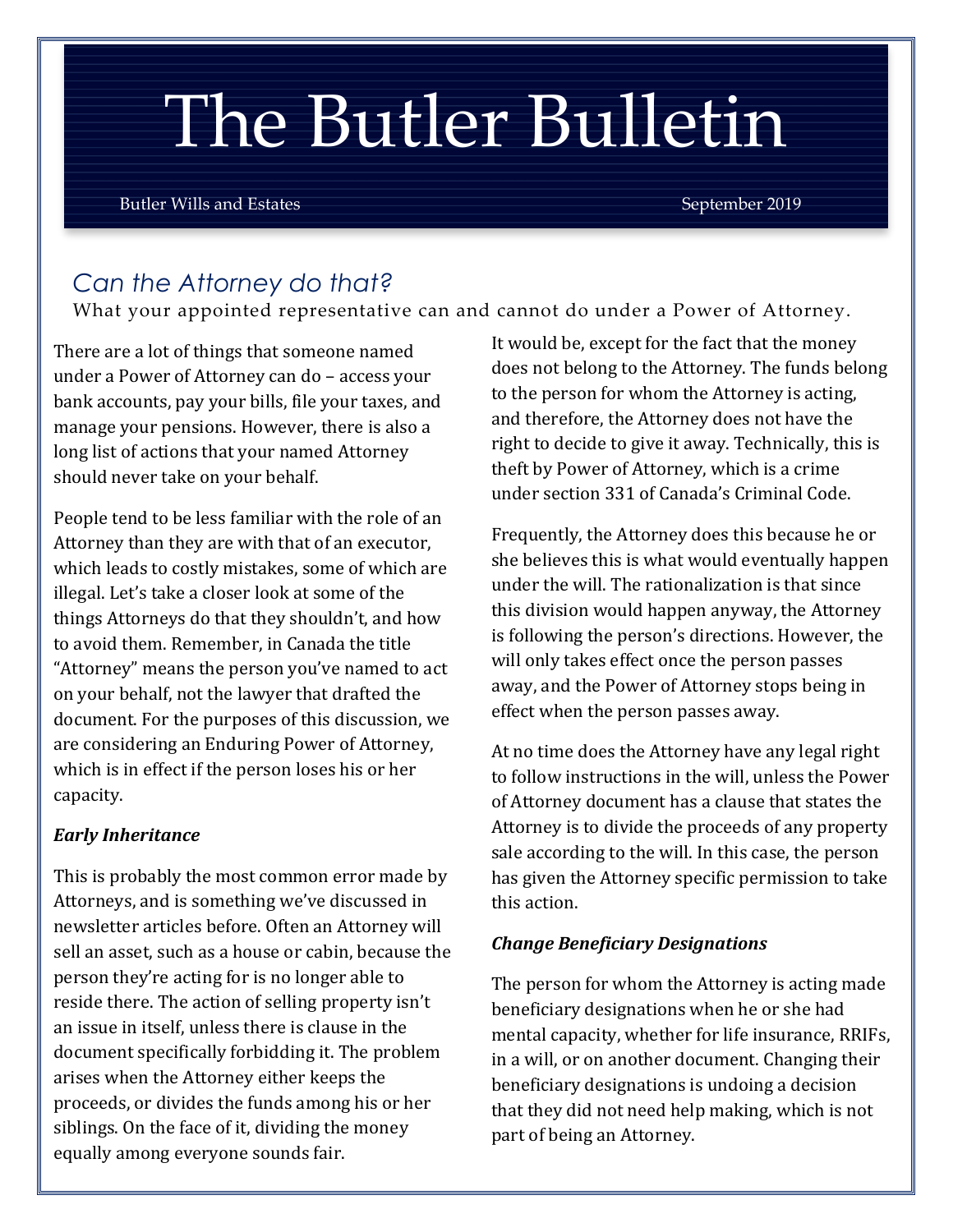# The Butler Bulletin

Butler Wills and Estates September 2019

## *Can the Attorney do that?*

What your appointed representative can and cannot do under a Power of Attorney.

There are a lot of things that someone named under a Power of Attorney can do – access your bank accounts, pay your bills, file your taxes, and manage your pensions. However, there is also a long list of actions that your named Attorney should never take on your behalf.

People tend to be less familiar with the role of an Attorney than they are with that of an executor, which leads to costly mistakes, some of which are illegal. Let's take a closer look at some of the things Attorneys do that they shouldn't, and how to avoid them. Remember, in Canada the title "Attorney" means the person you've named to act on your behalf, not the lawyer that drafted the document. For the purposes of this discussion, we are considering an Enduring Power of Attorney, which is in effect if the person loses his or her capacity.

### *Early Inheritance*

This is probably the most common error made by Attorneys, and is something we've discussed in newsletter articles before. Often an Attorney will sell an asset, such as a house or cabin, because the person they're acting for is no longer able to reside there. The action of selling property isn't an issue in itself, unless there is clause in the document specifically forbidding it. The problem arises when the Attorney either keeps the proceeds, or divides the funds among his or her siblings. On the face of it, dividing the money equally among everyone sounds fair.

It would be, except for the fact that the money does not belong to the Attorney. The funds belong to the person for whom the Attorney is acting, and therefore, the Attorney does not have the right to decide to give it away. Technically, this is theft by Power of Attorney, which is a crime under section 331 of Canada's Criminal Code.

Frequently, the Attorney does this because he or she believes this is what would eventually happen under the will. The rationalization is that since this division would happen anyway, the Attorney is following the person's directions. However, the will only takes effect once the person passes away, and the Power of Attorney stops being in effect when the person passes away.

At no time does the Attorney have any legal right to follow instructions in the will, unless the Power of Attorney document has a clause that states the Attorney is to divide the proceeds of any property sale according to the will. In this case, the person has given the Attorney specific permission to take this action.

### *Change Beneficiary Designations*

The person for whom the Attorney is acting made beneficiary designations when he or she had mental capacity, whether for life insurance, RRIFs, in a will, or on another document. Changing their beneficiary designations is undoing a decision that they did not need help making, which is not part of being an Attorney.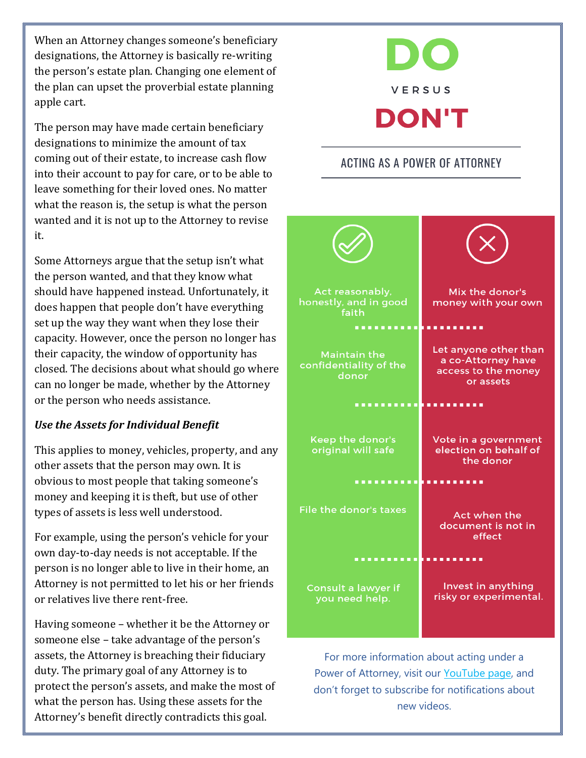When an Attorney changes someone's beneficiary designations, the Attorney is basically re-writing the person's estate plan. Changing one element of the plan can upset the proverbial estate planning apple cart.

The person may have made certain beneficiary designations to minimize the amount of tax coming out of their estate, to increase cash flow into their account to pay for care, or to be able to leave something for their loved ones. No matter what the reason is, the setup is what the person wanted and it is not up to the Attorney to revise it.

Some Attorneys argue that the setup isn't what the person wanted, and that they know what should have happened instead. Unfortunately, it does happen that people don't have everything set up the way they want when they lose their capacity. However, once the person no longer has their capacity, the window of opportunity has closed. The decisions about what should go where can no longer be made, whether by the Attorney or the person who needs assistance.

***Use the Assets for Individual Benefit***

This applies to money, vehicles, property, and any other assets that the person may own. It is obvious to most people that taking someone's money and keeping it is theft, but use of other types of assets is less well understood.

For example, using the person's vehicle for your own day-to-day needs is not acceptable. If the person is no longer able to live in their home, an Attorney is not permitted to let his or her friends or relatives live there rent-free.

Having someone – whether it be the Attorney or someone else – take advantage of the person's assets, the Attorney is breaching their fiduciary duty. The primary goal of any Attorney is to protect the person's assets, and make the most of what the person has. Using these assets for the Attorney's benefit directly contradicts this goal.

# DO VERSUS DON'T

## ACTING AS A POWER OF ATTORNEY

| DO | DON'T |
| --- | --- |
| Act reasonably, honestly, and in good faith | Mix the donor's money with your own |
| Maintain the confidentiality of the donor | Let anyone other than a co-Attorney have access to the money or assets |
| Keep the donor's original will safe | Vote in a government election on behalf of the donor |
| File the donor's taxes | Act when the document is not in effect |
| Consult a lawyer if you need help. | Invest in anything risky or experimental. |

For more information about acting under a Power of Attorney, visit our YouTube page, and don't forget to subscribe for notifications about new videos.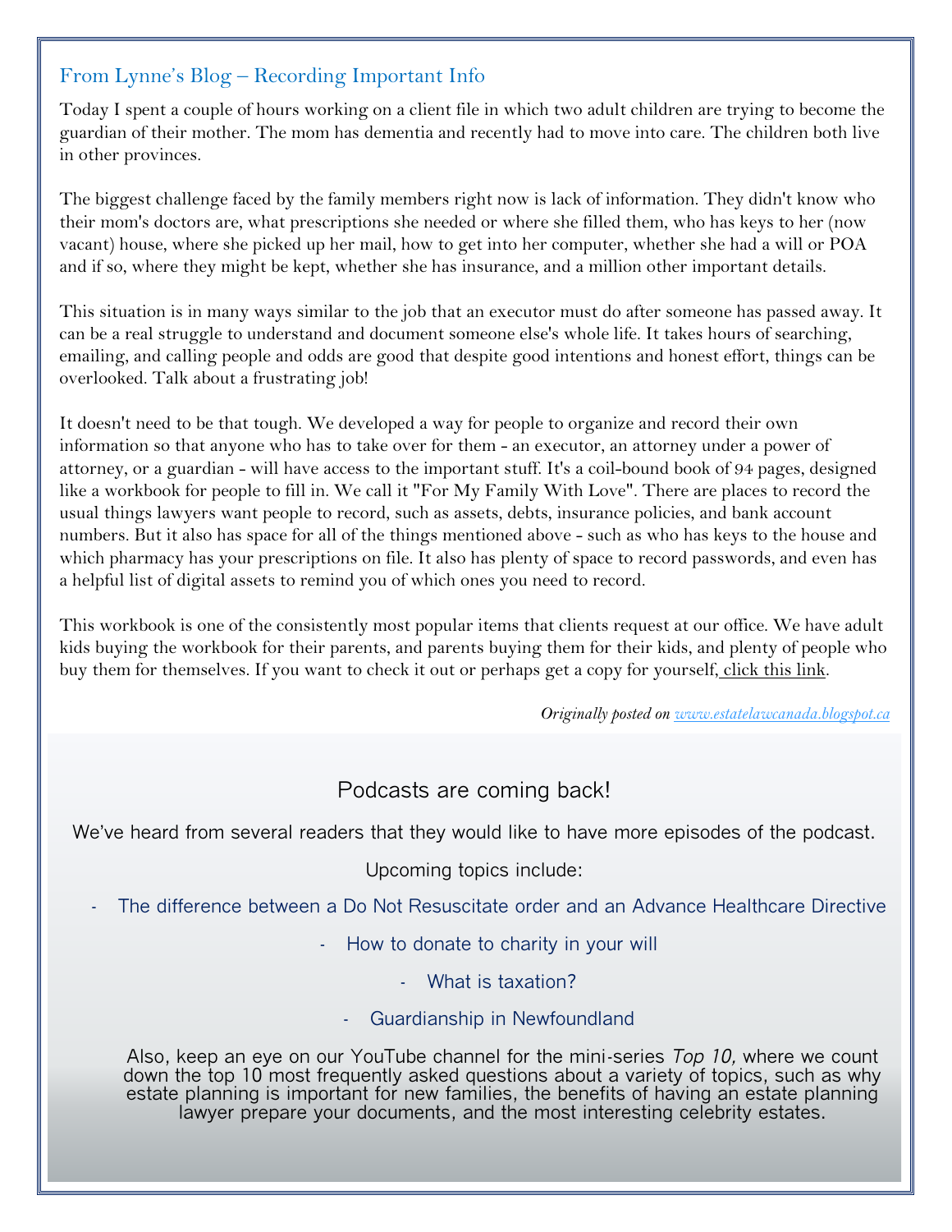## From Lynne's Blog – Recording Important Info

Today I spent a couple of hours working on a client file in which two adult children are trying to become the guardian of their mother. The mom has dementia and recently had to move into care. The children both live in other provinces.

The biggest challenge faced by the family members right now is lack of information. They didn't know who their mom's doctors are, what prescriptions she needed or where she filled them, who has keys to her (now vacant) house, where she picked up her mail, how to get into her computer, whether she had a will or POA and if so, where they might be kept, whether she has insurance, and a million other important details.

This situation is in many ways similar to the job that an executor must do after someone has passed away. It can be a real struggle to understand and document someone else's whole life. It takes hours of searching, emailing, and calling people and odds are good that despite good intentions and honest effort, things can be overlooked. Talk about a frustrating job!

It doesn't need to be that tough. We developed a way for people to organize and record their own information so that anyone who has to take over for them - an executor, an attorney under a power of attorney, or a guardian - will have access to the important stuff. It's a coil-bound book of 94 pages, designed like a workbook for people to fill in. We call it "For My Family With Love". There are places to record the usual things lawyers want people to record, such as assets, debts, insurance policies, and bank account numbers. But it also has space for all of the things mentioned above - such as who has keys to the house and which pharmacy has your prescriptions on file. It also has plenty of space to record passwords, and even has a helpful list of digital assets to remind you of which ones you need to record.

This workbook is one of the consistently most popular items that clients request at our office. We have adult kids buying the workbook for their parents, and parents buying them for their kids, and plenty of people who buy them for themselves. If you want to check it out or perhaps get a copy for yourself, click this link.

*Originally posted on www.estatelawcanada.blogspot.ca*

## Podcasts are coming back!

We've heard from several readers that they would like to have more episodes of the podcast.

Upcoming topics include:

- The difference between a Do Not Resuscitate order and an Advance Healthcare Directive
- How to donate to charity in your will
- What is taxation?
- Guardianship in Newfoundland

Also, keep an eye on our YouTube channel for the mini-series *Top 10,* where we count down the top 10 most frequently asked questions about a variety of topics, such as why estate planning is important for new families, the benefits of having an estate planning lawyer prepare your documents, and the most interesting celebrity estates.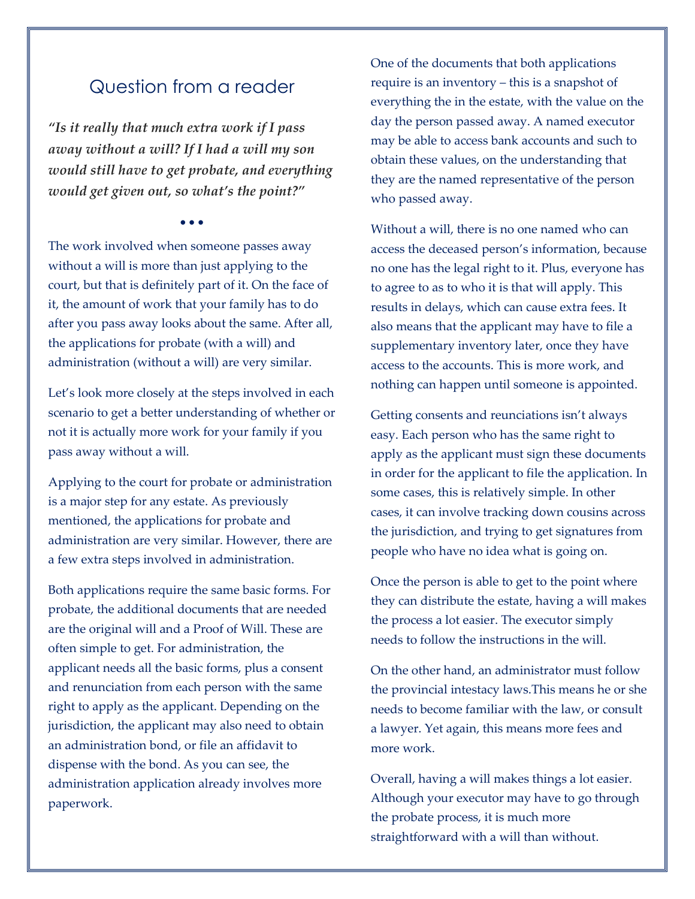## Question from a reader

***"Is it really that much extra work if I pass away without a will? If I had a will my son would still have to get probate, and everything would get given out, so what's the point?"***

• • •

The work involved when someone passes away without a will is more than just applying to the court, but that is definitely part of it. On the face of it, the amount of work that your family has to do after you pass away looks about the same. After all, the applications for probate (with a will) and administration (without a will) are very similar.

Let's look more closely at the steps involved in each scenario to get a better understanding of whether or not it is actually more work for your family if you pass away without a will.

Applying to the court for probate or administration is a major step for any estate. As previously mentioned, the applications for probate and administration are very similar. However, there are a few extra steps involved in administration.

Both applications require the same basic forms. For probate, the additional documents that are needed are the original will and a Proof of Will. These are often simple to get. For administration, the applicant needs all the basic forms, plus a consent and renunciation from each person with the same right to apply as the applicant. Depending on the jurisdiction, the applicant may also need to obtain an administration bond, or file an affidavit to dispense with the bond. As you can see, the administration application already involves more paperwork.

One of the documents that both applications require is an inventory – this is a snapshot of everything the in the estate, with the value on the day the person passed away. A named executor may be able to access bank accounts and such to obtain these values, on the understanding that they are the named representative of the person who passed away.

Without a will, there is no one named who can access the deceased person's information, because no one has the legal right to it. Plus, everyone has to agree to as to who it is that will apply. This results in delays, which can cause extra fees. It also means that the applicant may have to file a supplementary inventory later, once they have access to the accounts. This is more work, and nothing can happen until someone is appointed.

Getting consents and reunciations isn't always easy. Each person who has the same right to apply as the applicant must sign these documents in order for the applicant to file the application. In some cases, this is relatively simple. In other cases, it can involve tracking down cousins across the jurisdiction, and trying to get signatures from people who have no idea what is going on.

Once the person is able to get to the point where they can distribute the estate, having a will makes the process a lot easier. The executor simply needs to follow the instructions in the will.

On the other hand, an administrator must follow the provincial intestacy laws.This means he or she needs to become familiar with the law, or consult a lawyer. Yet again, this means more fees and more work.

Overall, having a will makes things a lot easier. Although your executor may have to go through the probate process, it is much more straightforward with a will than without.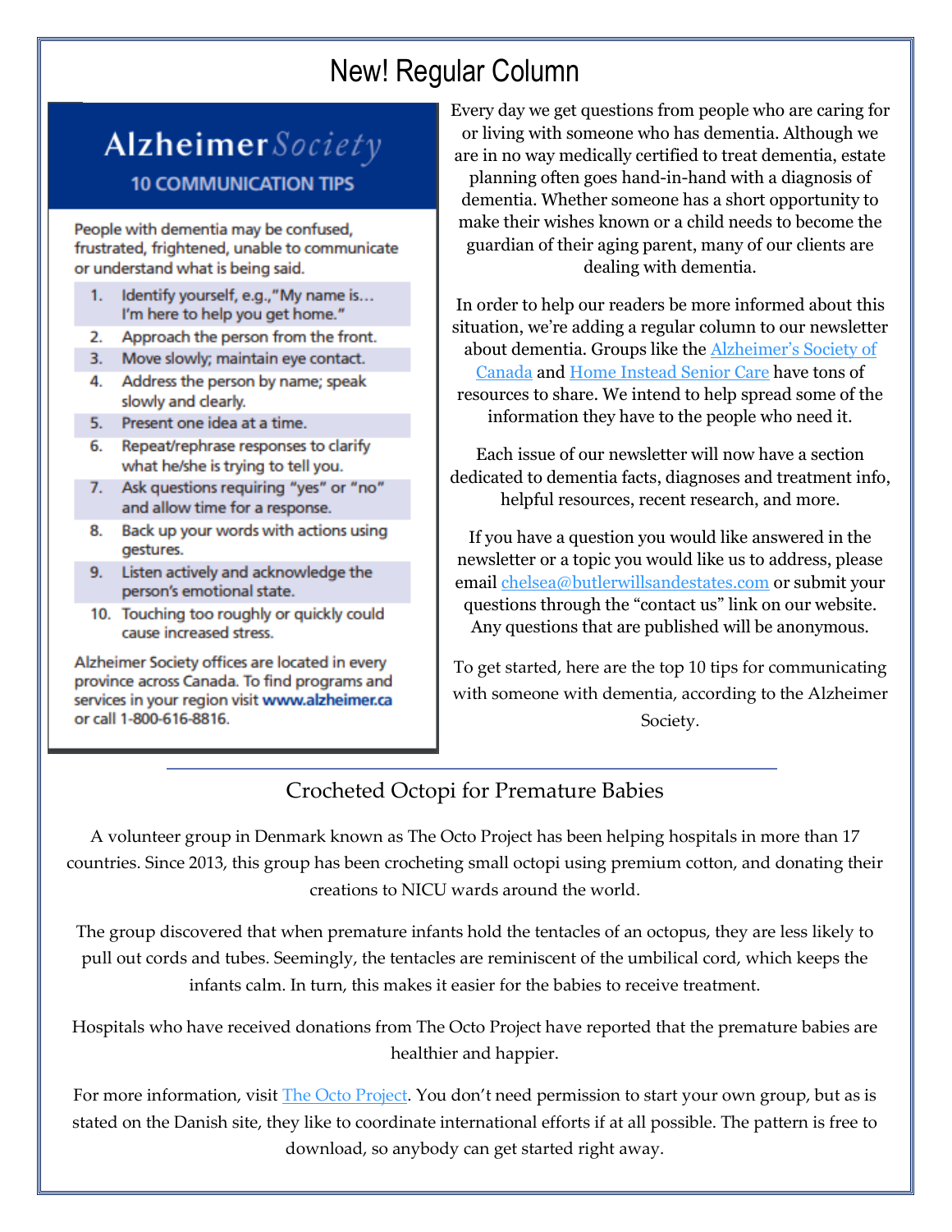# New! Regular Column

## Alzheimer Society

### 10 COMMUNICATION TIPS

People with dementia may be confused, frustrated, frightened, unable to communicate or understand what is being said.

1. Identify yourself, e.g.,"My name is... I'm here to help you get home."
2. Approach the person from the front.
3. Move slowly; maintain eye contact.
4. Address the person by name; speak slowly and clearly.
5. Present one idea at a time.
6. Repeat/rephrase responses to clarify what he/she is trying to tell you.
7. Ask questions requiring "yes" or "no" and allow time for a response.
8. Back up your words with actions using gestures.
9. Listen actively and acknowledge the person's emotional state.
10. Touching too roughly or quickly could cause increased stress.

Alzheimer Society offices are located in every province across Canada. To find programs and services in your region visit **www.alzheimer.ca** or call 1-800-616-8816.

Every day we get questions from people who are caring for or living with someone who has dementia. Although we are in no way medically certified to treat dementia, estate planning often goes hand-in-hand with a diagnosis of dementia. Whether someone has a short opportunity to make their wishes known or a child needs to become the guardian of their aging parent, many of our clients are dealing with dementia.

In order to help our readers be more informed about this situation, we're adding a regular column to our newsletter about dementia. Groups like the Alzheimer's Society of Canada and Home Instead Senior Care have tons of resources to share. We intend to help spread some of the information they have to the people who need it.

Each issue of our newsletter will now have a section dedicated to dementia facts, diagnoses and treatment info, helpful resources, recent research, and more.

If you have a question you would like answered in the newsletter or a topic you would like us to address, please email chelsea@butlerwillsandestates.com or submit your questions through the "contact us" link on our website. Any questions that are published will be anonymous.

To get started, here are the top 10 tips for communicating with someone with dementia, according to the Alzheimer Society.

## Crocheted Octopi for Premature Babies

A volunteer group in Denmark known as The Octo Project has been helping hospitals in more than 17 countries. Since 2013, this group has been crocheting small octopi using premium cotton, and donating their creations to NICU wards around the world.

The group discovered that when premature infants hold the tentacles of an octopus, they are less likely to pull out cords and tubes. Seemingly, the tentacles are reminiscent of the umbilical cord, which keeps the infants calm. In turn, this makes it easier for the babies to receive treatment.

Hospitals who have received donations from The Octo Project have reported that the premature babies are healthier and happier.

For more information, visit The Octo Project. You don't need permission to start your own group, but as is stated on the Danish site, they like to coordinate international efforts if at all possible. The pattern is free to download, so anybody can get started right away.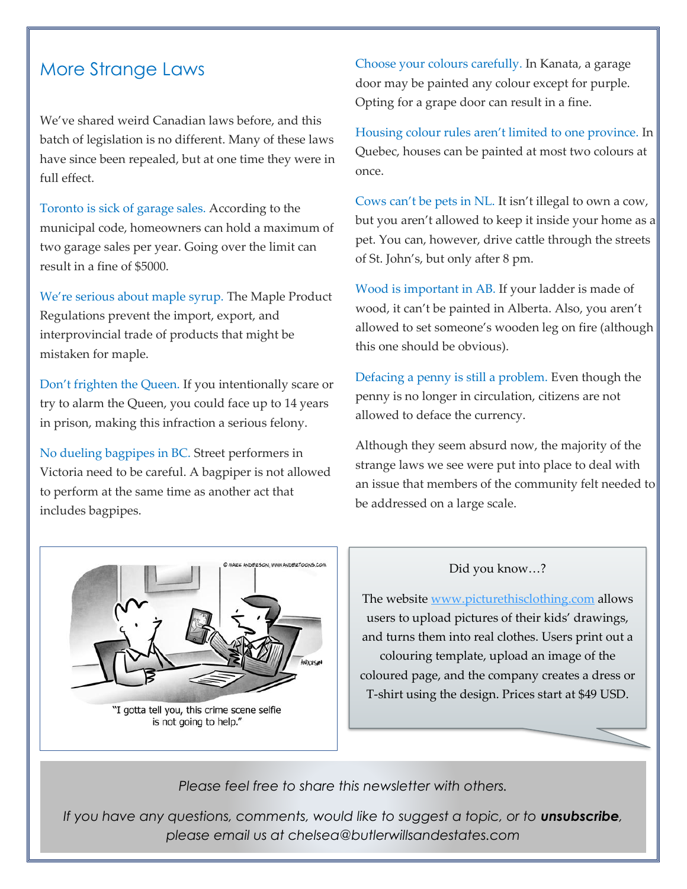## More Strange Laws

We've shared weird Canadian laws before, and this batch of legislation is no different. Many of these laws have since been repealed, but at one time they were in full effect.

Toronto is sick of garage sales. According to the municipal code, homeowners can hold a maximum of two garage sales per year. Going over the limit can result in a fine of $5000.

We're serious about maple syrup. The Maple Product Regulations prevent the import, export, and interprovincial trade of products that might be mistaken for maple.

Don't frighten the Queen. If you intentionally scare or try to alarm the Queen, you could face up to 14 years in prison, making this infraction a serious felony.

No dueling bagpipes in BC. Street performers in Victoria need to be careful. A bagpiper is not allowed to perform at the same time as another act that includes bagpipes.

Choose your colours carefully. In Kanata, a garage door may be painted any colour except for purple. Opting for a grape door can result in a fine.

Housing colour rules aren't limited to one province. In Quebec, houses can be painted at most two colours at once.

Cows can't be pets in NL. It isn't illegal to own a cow, but you aren't allowed to keep it inside your home as a pet. You can, however, drive cattle through the streets of St. John's, but only after 8 pm.

Wood is important in AB. If your ladder is made of wood, it can't be painted in Alberta. Also, you aren't allowed to set someone's wooden leg on fire (although this one should be obvious).

Defacing a penny is still a problem. Even though the penny is no longer in circulation, citizens are not allowed to deface the currency.

Although they seem absurd now, the majority of the strange laws we see were put into place to deal with an issue that members of the community felt needed to be addressed on a large scale.

"I gotta tell you, this crime scene selfie is not going to help."

Did you know…?

The website www.picturethisclothing.com allows users to upload pictures of their kids' drawings, and turns them into real clothes. Users print out a colouring template, upload an image of the coloured page, and the company creates a dress or T-shirt using the design. Prices start at $49 USD.

*Please feel free to share this newsletter with others.*

*If you have any questions, comments, would like to suggest a topic, or to* ***unsubscribe****, please email us at chelsea@butlerwillsandestates.com*